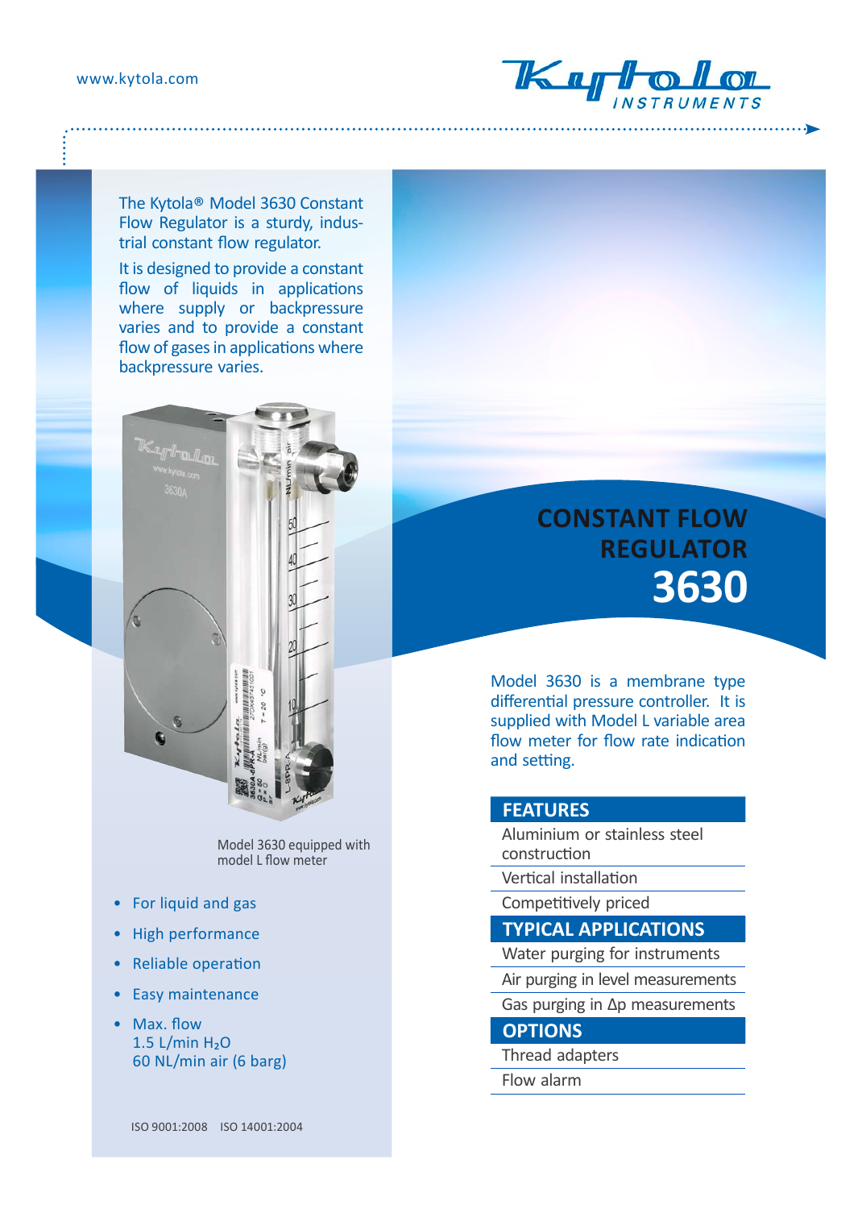www.kytola.com

# CONSTANT FLOW REGULATOR 3630

The Kytola® Model 3630 Constant Flow Regulator is a sturdy, industrial constant flow regulator.

It is designed to provide a constant flow of liquids in applications where supply or backpressure varies and to provide a constant flow of gases in applications where backpressure varies.

Model 3630 equipped with model L flow meter

- For liquid and gas
- High performance
- Reliable operation
- Easy maintenance
- Max. flow
  1.5 L/min $H_2O$
  60 NL/min air (6 barg)

ISO 9001:2008 ISO 14001:2004

Model 3630 is a membrane type differential pressure controller. It is supplied with Model L variable area flow meter for flow rate indication and setting.

## FEATURES

- Aluminium or stainless steel construction
- Vertical installation
- Competitively priced

## TYPICAL APPLICATIONS

- Water purging for instruments
- Air purging in level measurements
- Gas purging in Δp measurements

## OPTIONS

- Thread adapters
- Flow alarm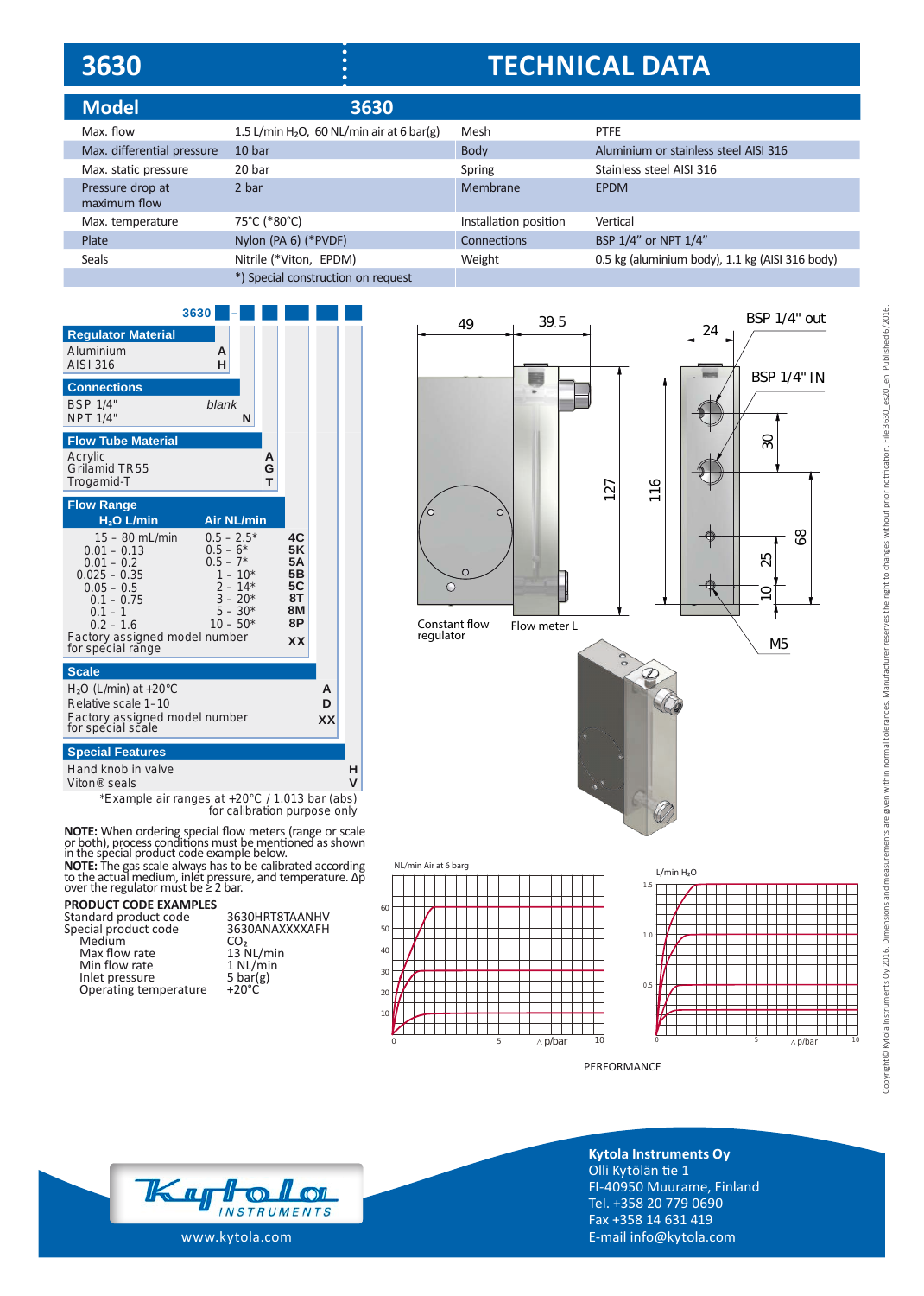# 3630 TECHNICAL DATA

## Model 3630

| | | | |
|---|---|---|---|
| Max. flow | 1.5 L/min $H_2O$, 60 NL/min air at 6 bar(g) | Mesh | PTFE |
| Max. differential pressure | 10 bar | Body | Aluminium or stainless steel AISI 316 |
| Max. static pressure | 20 bar | Spring | Stainless steel AISI 316 |
| Pressure drop at maximum flow | 2 bar | Membrane | EPDM |
| Max. temperature | 75°C (*80°C) | Installation position | Vertical |
| Plate | Nylon (PA 6) (*PVDF) | Connections | BSP 1/4" or NPT 1/4" |
| Seals | Nitrile (*Viton, EPDM) | Weight | 0.5 kg (aluminium body), 1.1 kg (AISI 316 body) |
| | *) Special construction on request | | |

3630 - ■ ■ ■ ■ ■ ■

**Regulator Material**

| | |
|---|---|
| Aluminium | A |
| AISI 316 | H |

**Connections**

| | |
|---|---|
| BSP 1/4" | *blank* |
| NPT 1/4" | N |

**Flow Tube Material**

| | |
|---|---|
| Acrylic | A |
| Grilamid TR55 | G |
| Trogamid-T | T |

**Flow Range**

| $H_2O$ L/min | Air NL/min | |
|---|---|---|
| 15 - 80 mL/min | 0.5 - 2.5* | 4C |
| 0.01 - 0.13 | 0.5 - 6* | 5K |
| 0.01 - 0.2 | 0.5 - 7* | 5A |
| 0.025 - 0.35 | 1 - 10* | 5B |
| 0.05 - 0.5 | 2 - 14* | 5C |
| 0.1 - 0.75 | 3 - 20* | 8T |
| 0.1 - 1 | 5 - 30* | 8M |
| 0.2 - 1.6 | 10 - 50* | 8P |
| Factory assigned model number for special range | | XX |

**Scale**

| | |
|---|---|
| $H_2O$ (L/min) at +20°C | A |
| Relative scale 1-10 | D |
| Factory assigned model number for special scale | XX |

**Special Features**

| | |
|---|---|
| Hand knob in valve | H |
| Viton® seals | V |

*Example air ranges at +20°C / 1.013 bar (abs) for calibration purpose only

**NOTE:** When ordering special flow meters (range or scale or both), process conditions must be mentioned as shown in the special product code example below.
**NOTE:** The gas scale always has to be calibrated according to the actual medium, inlet pressure, and temperature. Δp over the regulator must be ≥ 2 bar.

**PRODUCT CODE EXAMPLES**

| | |
|---|---|
| Standard product code | 3630HRT8TAANHV |
| Special product code | 3630ANAXXXXAFH |
| Medium | $CO_2$ |
| Max flow rate | 13 NL/min |
| Min flow rate | 1 NL/min |
| Inlet pressure | 5 bar(g) |
| Operating temperature | +20°C |

49 39.5 24 BSP 1/4" out BSP 1/4" IN 127 116 30 68 25 10 M5

Constant flow regulator
Flow meter L

NL/min Air at 6 barg
60 50 40 30 20 10
0 5 10 Δ p/bar

L/min $H_2O$
1.5 1.0 0.5
0 5 10 Δ p/bar

PERFORMANCE

Copyright © Kytola Instruments Oy 2016. Dimensions and measurements are given within normal tolerances. Manufacturer reserves the right to changes without prior notification. File 3630_ex20_en Published 6/2016.

Kytola INSTRUMENTS
www.kytola.com

**Kytola Instruments Oy**
Olli Kytölän tie 1
FI-40950 Muurame, Finland
Tel. +358 20 779 0690
Fax +358 14 631 419
E-mail info@kytola.com